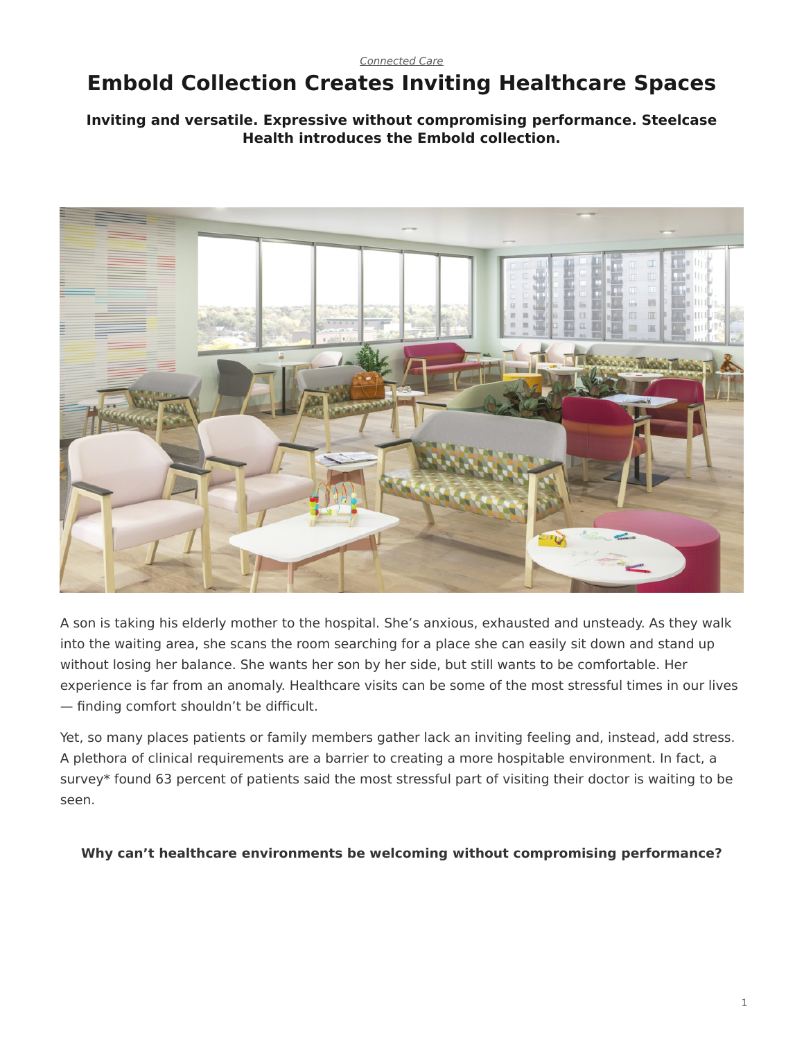*Connected Care*

# Embold Collection Creates Inviting Healthcare Spaces

**Inviting and versatile. Expressive without compromising performance. Steelcase Health introduces the Embold collection.**

A son is taking his elderly mother to the hospital. She's anxious, exhausted and unsteady. As they walk into the waiting area, she scans the room searching for a place she can easily sit down and stand up without losing her balance. She wants her son by her side, but still wants to be comfortable. Her experience is far from an anomaly. Healthcare visits can be some of the most stressful times in our lives — finding comfort shouldn't be difficult.

Yet, so many places patients or family members gather lack an inviting feeling and, instead, add stress. A plethora of clinical requirements are a barrier to creating a more hospitable environment. In fact, a survey* found 63 percent of patients said the most stressful part of visiting their doctor is waiting to be seen.

**Why can't healthcare environments be welcoming without compromising performance?**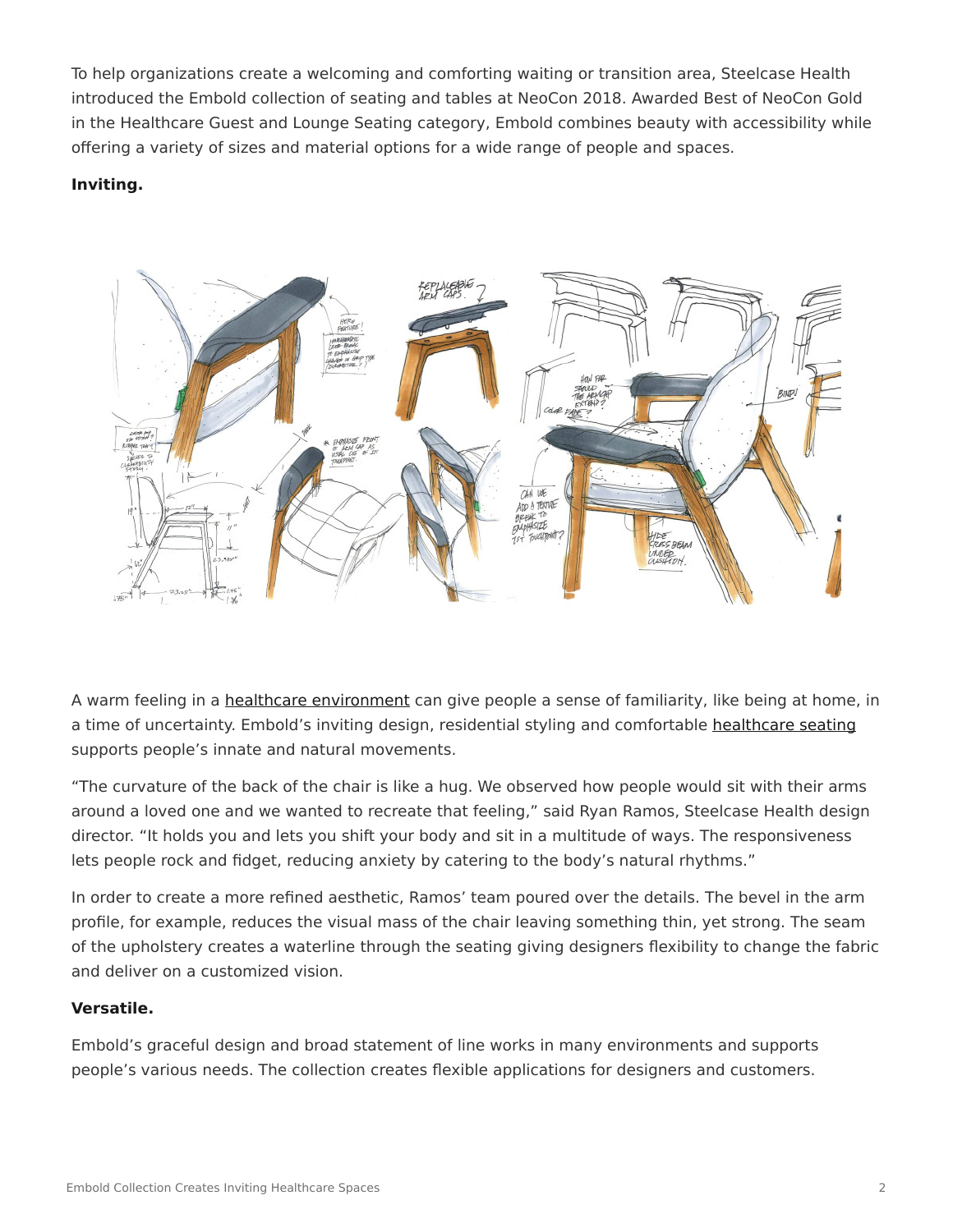To help organizations create a welcoming and comforting waiting or transition area, Steelcase Health introduced the Embold collection of seating and tables at NeoCon 2018. Awarded Best of NeoCon Gold in the Healthcare Guest and Lounge Seating category, Embold combines beauty with accessibility while offering a variety of sizes and material options for a wide range of people and spaces.

**Inviting.**

A warm feeling in a healthcare environment can give people a sense of familiarity, like being at home, in a time of uncertainty. Embold's inviting design, residential styling and comfortable healthcare seating supports people's innate and natural movements.

"The curvature of the back of the chair is like a hug. We observed how people would sit with their arms around a loved one and we wanted to recreate that feeling," said Ryan Ramos, Steelcase Health design director. "It holds you and lets you shift your body and sit in a multitude of ways. The responsiveness lets people rock and fidget, reducing anxiety by catering to the body's natural rhythms."

In order to create a more refined aesthetic, Ramos' team poured over the details. The bevel in the arm profile, for example, reduces the visual mass of the chair leaving something thin, yet strong. The seam of the upholstery creates a waterline through the seating giving designers flexibility to change the fabric and deliver on a customized vision.

**Versatile.**

Embold's graceful design and broad statement of line works in many environments and supports people's various needs. The collection creates flexible applications for designers and customers.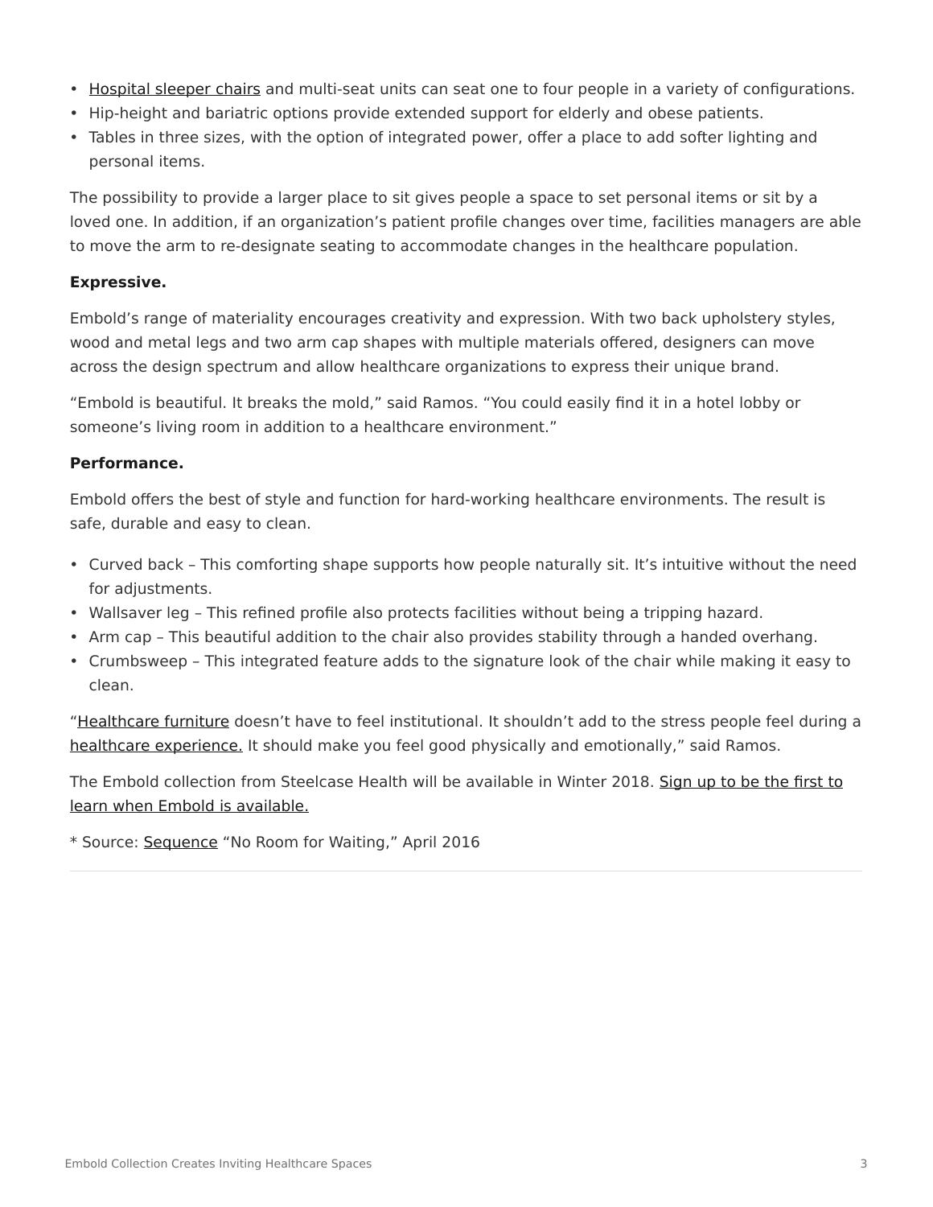- Hospital sleeper chairs and multi-seat units can seat one to four people in a variety of configurations.
- Hip-height and bariatric options provide extended support for elderly and obese patients.
- Tables in three sizes, with the option of integrated power, offer a place to add softer lighting and personal items.

The possibility to provide a larger place to sit gives people a space to set personal items or sit by a loved one. In addition, if an organization's patient profile changes over time, facilities managers are able to move the arm to re-designate seating to accommodate changes in the healthcare population.

**Expressive.**

Embold's range of materiality encourages creativity and expression. With two back upholstery styles, wood and metal legs and two arm cap shapes with multiple materials offered, designers can move across the design spectrum and allow healthcare organizations to express their unique brand.

"Embold is beautiful. It breaks the mold," said Ramos. "You could easily find it in a hotel lobby or someone's living room in addition to a healthcare environment."

**Performance.**

Embold offers the best of style and function for hard-working healthcare environments. The result is safe, durable and easy to clean.

- Curved back – This comforting shape supports how people naturally sit. It's intuitive without the need for adjustments.
- Wallsaver leg – This refined profile also protects facilities without being a tripping hazard.
- Arm cap – This beautiful addition to the chair also provides stability through a handed overhang.
- Crumbsweep – This integrated feature adds to the signature look of the chair while making it easy to clean.

"Healthcare furniture doesn't have to feel institutional. It shouldn't add to the stress people feel during a healthcare experience. It should make you feel good physically and emotionally," said Ramos.

The Embold collection from Steelcase Health will be available in Winter 2018. Sign up to be the first to learn when Embold is available.

* Source: Sequence "No Room for Waiting," April 2016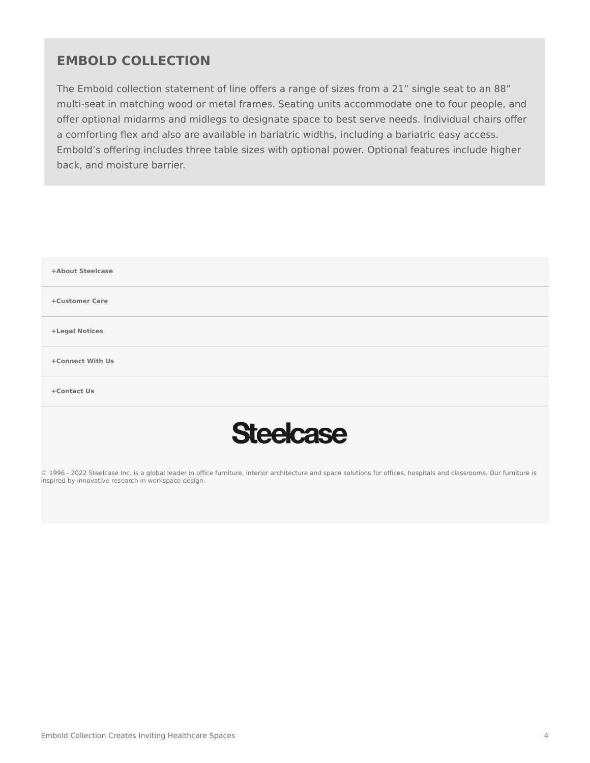## EMBOLD COLLECTION

The Embold collection statement of line offers a range of sizes from a 21” single seat to an 88” multi-seat in matching wood or metal frames. Seating units accommodate one to four people, and offer optional midarms and midlegs to designate space to best serve needs. Individual chairs offer a comforting flex and also are available in bariatric widths, including a bariatric easy access. Embold’s offering includes three table sizes with optional power. Optional features include higher back, and moisture barrier.

**+About Steelcase**

**+Customer Care**

**+Legal Notices**

**+Connect With Us**

**+Contact Us**

Steelcase

© 1996 - 2022 Steelcase Inc. is a global leader in office furniture, interior architecture and space solutions for offices, hospitals and classrooms. Our furniture is inspired by innovative research in workspace design.